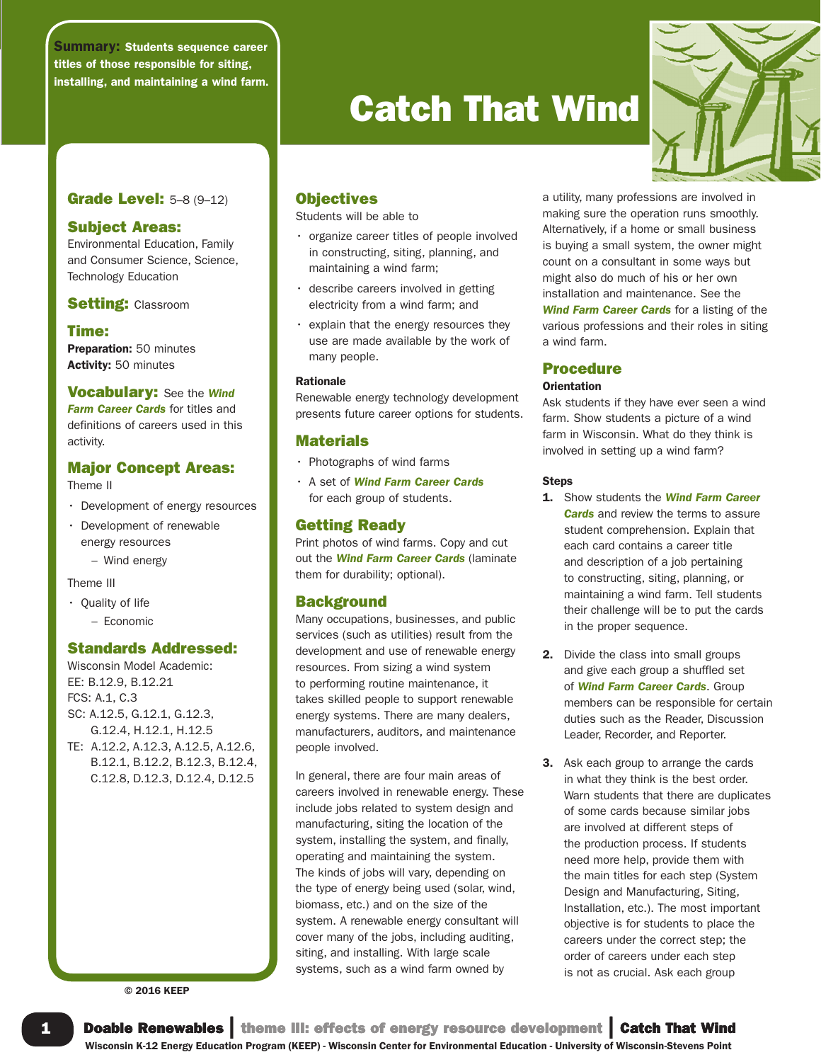**Summary:** **Students sequence career titles of those responsible for siting, installing, and maintaining a wind farm.**

# Catch That Wind

## Grade Level: 5–8 (9–12)

## Subject Areas:

Environmental Education, Family and Consumer Science, Science, Technology Education

## Setting: Classroom

## Time:

**Preparation:** 50 minutes
**Activity:** 50 minutes

## Vocabulary:

See the ***Wind Farm Career Cards*** for titles and definitions of careers used in this activity.

## Major Concept Areas:

Theme II

- Development of energy resources
- Development of renewable energy resources
  - Wind energy

Theme III

- Quality of life
  - Economic

## Standards Addressed:

Wisconsin Model Academic:
EE: B.12.9, B.12.21
FCS: A.1, C.3
SC: A.12.5, G.12.1, G.12.3, G.12.4, H.12.1, H.12.5
TE: A.12.2, A.12.3, A.12.5, A.12.6, B.12.1, B.12.2, B.12.3, B.12.4, C.12.8, D.12.3, D.12.4, D.12.5

© 2016 KEEP

## Objectives

Students will be able to

- organize career titles of people involved in constructing, siting, planning, and maintaining a wind farm;
- describe careers involved in getting electricity from a wind farm; and
- explain that the energy resources they use are made available by the work of many people.

### Rationale

Renewable energy technology development presents future career options for students.

## Materials

- Photographs of wind farms
- A set of ***Wind Farm Career Cards*** for each group of students.

## Getting Ready

Print photos of wind farms. Copy and cut out the ***Wind Farm Career Cards*** (laminate them for durability; optional).

## Background

Many occupations, businesses, and public services (such as utilities) result from the development and use of renewable energy resources. From sizing a wind system to performing routine maintenance, it takes skilled people to support renewable energy systems. There are many dealers, manufacturers, auditors, and maintenance people involved.

In general, there are four main areas of careers involved in renewable energy. These include jobs related to system design and manufacturing, siting the location of the system, installing the system, and finally, operating and maintaining the system. The kinds of jobs will vary, depending on the type of energy being used (solar, wind, biomass, etc.) and on the size of the system. A renewable energy consultant will cover many of the jobs, including auditing, siting, and installing. With large scale systems, such as a wind farm owned by a utility, many professions are involved in making sure the operation runs smoothly. Alternatively, if a home or small business is buying a small system, the owner might count on a consultant in some ways but might also do much of his or her own installation and maintenance. See the ***Wind Farm Career Cards*** for a listing of the various professions and their roles in siting a wind farm.

## Procedure

### Orientation

Ask students if they have ever seen a wind farm. Show students a picture of a wind farm in Wisconsin. What do they think is involved in setting up a wind farm?

### Steps

1. Show students the ***Wind Farm Career Cards*** and review the terms to assure student comprehension. Explain that each card contains a career title and description of a job pertaining to constructing, siting, planning, or maintaining a wind farm. Tell students their challenge will be to put the cards in the proper sequence.

2. Divide the class into small groups and give each group a shuffled set of ***Wind Farm Career Cards***. Group members can be responsible for certain duties such as the Reader, Discussion Leader, Recorder, and Reporter.

3. Ask each group to arrange the cards in what they think is the best order. Warn students that there are duplicates of some cards because similar jobs are involved at different steps of the production process. If students need more help, provide them with the main titles for each step (System Design and Manufacturing, Siting, Installation, etc.). The most important objective is for students to place the careers under the correct step; the order of careers under each step is not as crucial. Ask each group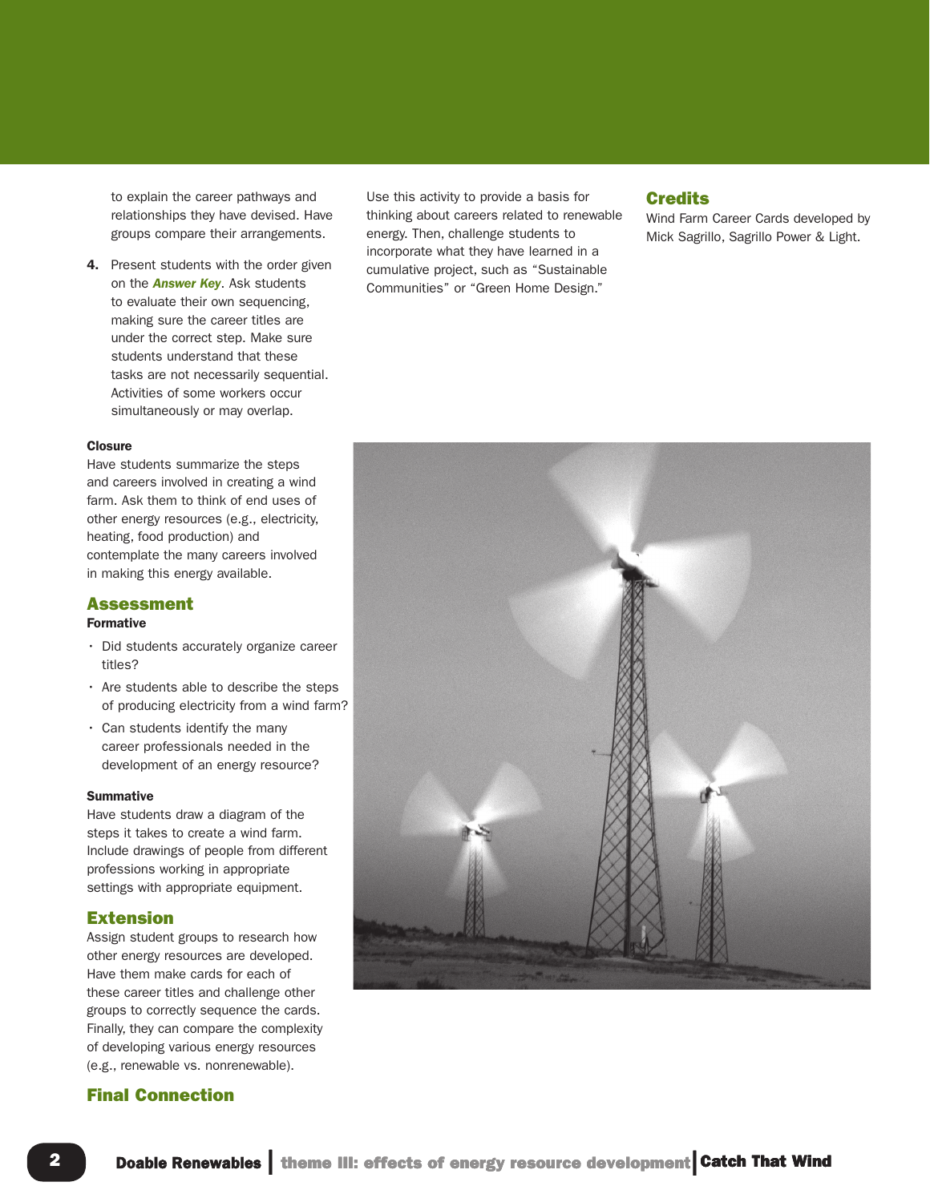to explain the career pathways and relationships they have devised. Have groups compare their arrangements.

4. Present students with the order given on the ***Answer Key***. Ask students to evaluate their own sequencing, making sure the career titles are under the correct step. Make sure students understand that these tasks are not necessarily sequential. Activities of some workers occur simultaneously or may overlap.

**Closure**

Have students summarize the steps and careers involved in creating a wind farm. Ask them to think of end uses of other energy resources (e.g., electricity, heating, food production) and contemplate the many careers involved in making this energy available.

## Assessment

**Formative**

- Did students accurately organize career titles?
- Are students able to describe the steps of producing electricity from a wind farm?
- Can students identify the many career professionals needed in the development of an energy resource?

**Summative**

Have students draw a diagram of the steps it takes to create a wind farm. Include drawings of people from different professions working in appropriate settings with appropriate equipment.

## Extension

Assign student groups to research how other energy resources are developed. Have them make cards for each of these career titles and challenge other groups to correctly sequence the cards. Finally, they can compare the complexity of developing various energy resources (e.g., renewable vs. nonrenewable).

## Final Connection

Use this activity to provide a basis for thinking about careers related to renewable energy. Then, challenge students to incorporate what they have learned in a cumulative project, such as “Sustainable Communities” or “Green Home Design.”

## Credits

Wind Farm Career Cards developed by Mick Sagrillo, Sagrillo Power & Light.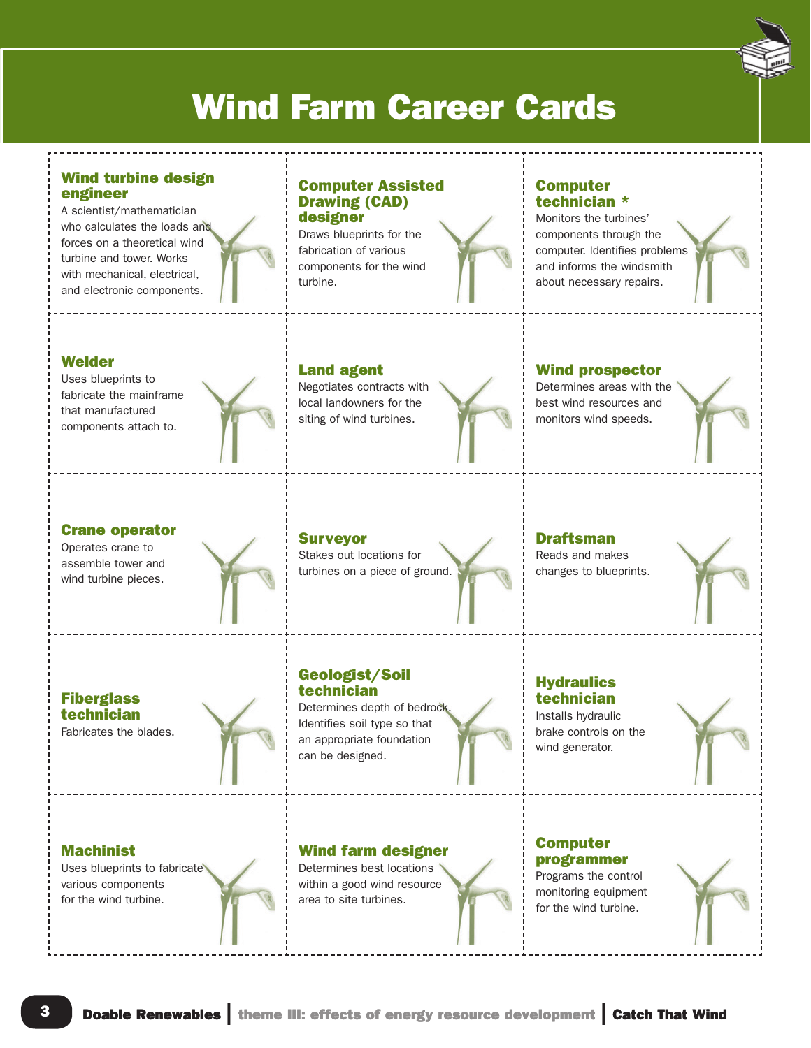# Wind Farm Career Cards

### Wind turbine design engineer
A scientist/mathematician who calculates the loads and forces on a theoretical wind turbine and tower. Works with mechanical, electrical, and electronic components.

### Computer Assisted Drawing (CAD) designer
Draws blueprints for the fabrication of various components for the wind turbine.

### Computer technician *
Monitors the turbines' components through the computer. Identifies problems and informs the windsmith about necessary repairs.

### Welder
Uses blueprints to fabricate the mainframe that manufactured components attach to.

### Land agent
Negotiates contracts with local landowners for the siting of wind turbines.

### Wind prospector
Determines areas with the best wind resources and monitors wind speeds.

### Crane operator
Operates crane to assemble tower and wind turbine pieces.

### Surveyor
Stakes out locations for turbines on a piece of ground.

### Draftsman
Reads and makes changes to blueprints.

### Fiberglass technician
Fabricates the blades.

### Geologist/Soil technician
Determines depth of bedrock. Identifies soil type so that an appropriate foundation can be designed.

### Hydraulics technician
Installs hydraulic brake controls on the wind generator.

### Machinist
Uses blueprints to fabricate various components for the wind turbine.

### Wind farm designer
Determines best locations within a good wind resource area to site turbines.

### Computer programmer
Programs the control monitoring equipment for the wind turbine.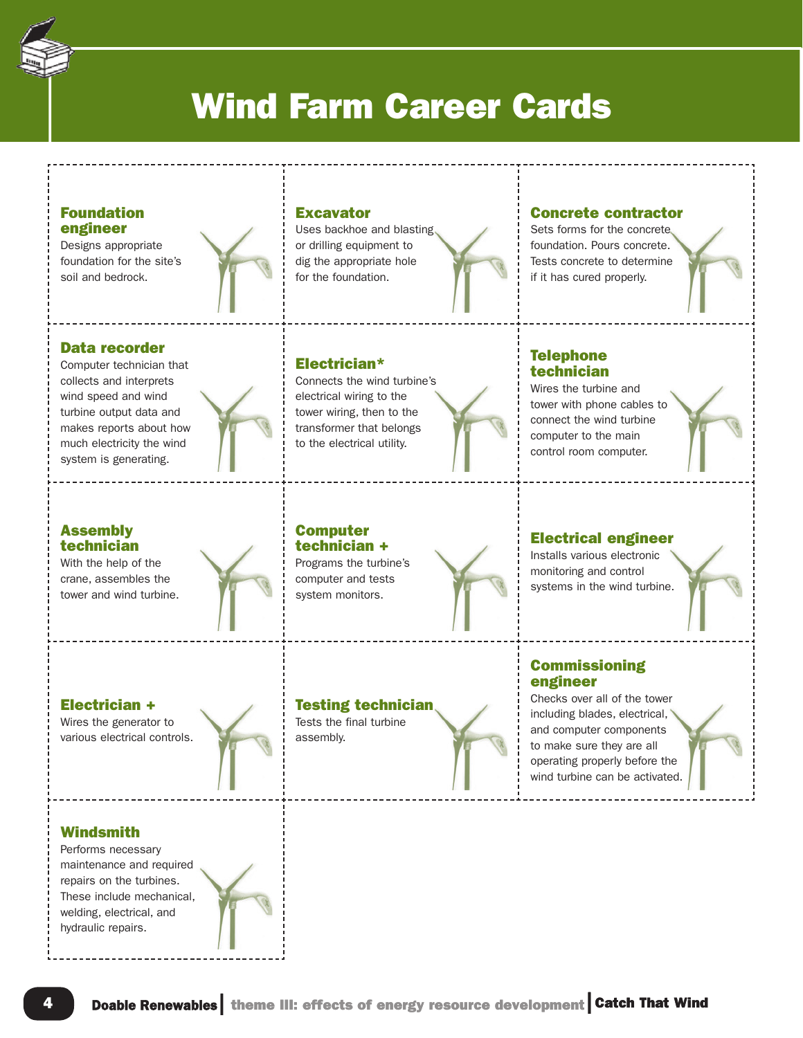# Wind Farm Career Cards

**Foundation engineer**
Designs appropriate foundation for the site's soil and bedrock.

**Excavator**
Uses backhoe and blasting or drilling equipment to dig the appropriate hole for the foundation.

**Concrete contractor**
Sets forms for the concrete foundation. Pours concrete. Tests concrete to determine if it has cured properly.

**Data recorder**
Computer technician that collects and interprets wind speed and wind turbine output data and makes reports about how much electricity the wind system is generating.

**Electrician***
Connects the wind turbine's electrical wiring to the tower wiring, then to the transformer that belongs to the electrical utility.

**Telephone technician**
Wires the turbine and tower with phone cables to connect the wind turbine computer to the main control room computer.

**Assembly technician**
With the help of the crane, assembles the tower and wind turbine.

**Computer technician +**
Programs the turbine's computer and tests system monitors.

**Electrical engineer**
Installs various electronic monitoring and control systems in the wind turbine.

**Electrician +**
Wires the generator to various electrical controls.

**Testing technician**
Tests the final turbine assembly.

**Commissioning engineer**
Checks over all of the tower including blades, electrical, and computer components to make sure they are all operating properly before the wind turbine can be activated.

**Windsmith**
Performs necessary maintenance and required repairs on the turbines. These include mechanical, welding, electrical, and hydraulic repairs.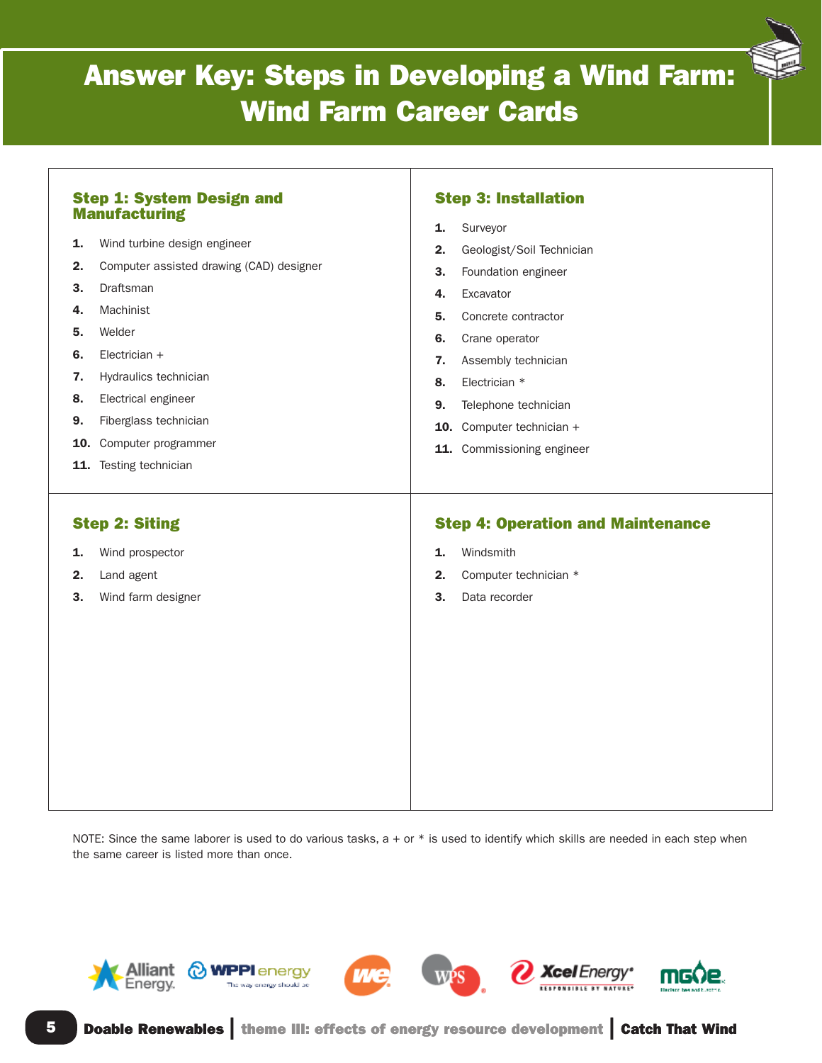# Answer Key: Steps in Developing a Wind Farm: Wind Farm Career Cards

### Step 1: System Design and Manufacturing

1. Wind turbine design engineer
2. Computer assisted drawing (CAD) designer
3. Draftsman
4. Machinist
5. Welder
6. Electrician +
7. Hydraulics technician
8. Electrical engineer
9. Fiberglass technician
10. Computer programmer
11. Testing technician

### Step 2: Siting

1. Wind prospector
2. Land agent
3. Wind farm designer

### Step 3: Installation

1. Surveyor
2. Geologist/Soil Technician
3. Foundation engineer
4. Excavator
5. Concrete contractor
6. Crane operator
7. Assembly technician
8. Electrician *
9. Telephone technician
10. Computer technician +
11. Commissioning engineer

### Step 4: Operation and Maintenance

1. Windsmith
2. Computer technician *
3. Data recorder

NOTE: Since the same laborer is used to do various tasks, a + or * is used to identify which skills are needed in each step when the same career is listed more than once.